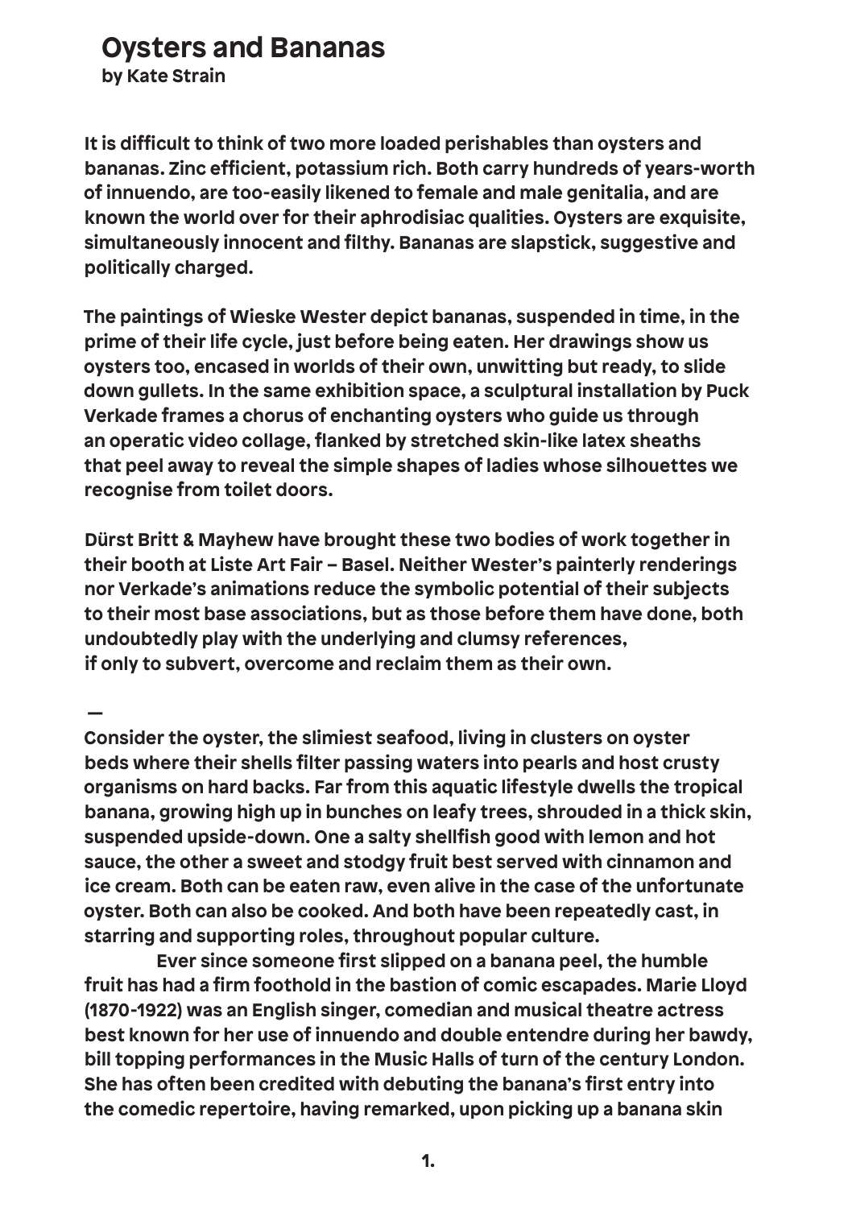# Oysters and Bananas

**by Kate Strain**

It is difficult to think of two more loaded perishables than oysters and bananas. Zinc efficient, potassium rich. Both carry hundreds of years-worth of innuendo, are too-easily likened to female and male genitalia, and are known the world over for their aphrodisiac qualities. Oysters are exquisite, simultaneously innocent and filthy. Bananas are slapstick, suggestive and politically charged.

The paintings of Wieske Wester depict bananas, suspended in time, in the prime of their life cycle, just before being eaten. Her drawings show us oysters too, encased in worlds of their own, unwitting but ready, to slide down gullets. In the same exhibition space, a sculptural installation by Puck Verkade frames a chorus of enchanting oysters who guide us through an operatic video collage, flanked by stretched skin-like latex sheaths that peel away to reveal the simple shapes of ladies whose silhouettes we recognise from toilet doors.

Dürst Britt & Mayhew have brought these two bodies of work together in their booth at Liste Art Fair – Basel. Neither Wester's painterly renderings nor Verkade's animations reduce the symbolic potential of their subjects to their most base associations, but as those before them have done, both undoubtedly play with the underlying and clumsy references, if only to subvert, overcome and reclaim them as their own.

—

Consider the oyster, the slimiest seafood, living in clusters on oyster beds where their shells filter passing waters into pearls and host crusty organisms on hard backs. Far from this aquatic lifestyle dwells the tropical banana, growing high up in bunches on leafy trees, shrouded in a thick skin, suspended upside-down. One a salty shellfish good with lemon and hot sauce, the other a sweet and stodgy fruit best served with cinnamon and ice cream. Both can be eaten raw, even alive in the case of the unfortunate oyster. Both can also be cooked. And both have been repeatedly cast, in starring and supporting roles, throughout popular culture.

Ever since someone first slipped on a banana peel, the humble fruit has had a firm foothold in the bastion of comic escapades. Marie Lloyd (1870-1922) was an English singer, comedian and musical theatre actress best known for her use of innuendo and double entendre during her bawdy, bill topping performances in the Music Halls of turn of the century London. She has often been credited with debuting the banana's first entry into the comedic repertoire, having remarked, upon picking up a banana skin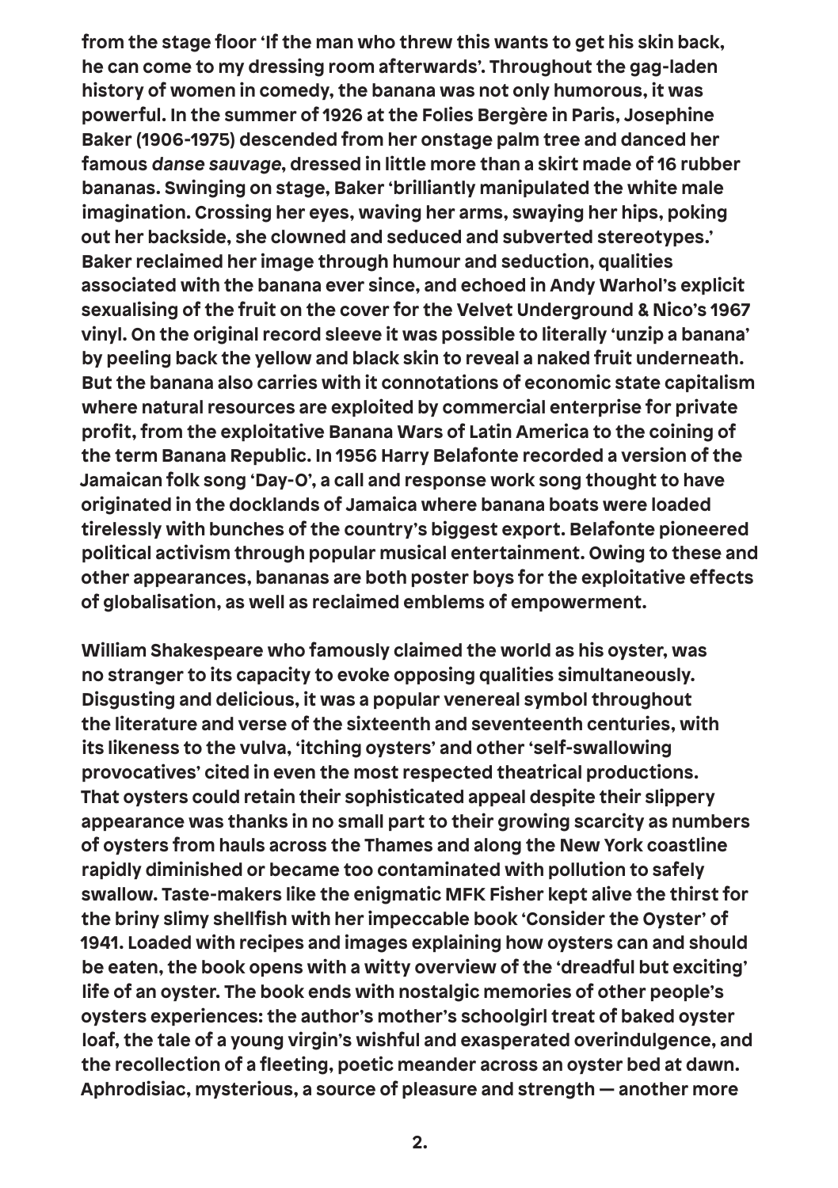from the stage floor 'If the man who threw this wants to get his skin back, he can come to my dressing room afterwards'. Throughout the gag-laden history of women in comedy, the banana was not only humorous, it was powerful. In the summer of 1926 at the Folies Bergère in Paris, Josephine Baker (1906-1975) descended from her onstage palm tree and danced her famous *danse sauvage*, dressed in little more than a skirt made of 16 rubber bananas. Swinging on stage, Baker 'brilliantly manipulated the white male imagination. Crossing her eyes, waving her arms, swaying her hips, poking out her backside, she clowned and seduced and subverted stereotypes.' Baker reclaimed her image through humour and seduction, qualities associated with the banana ever since, and echoed in Andy Warhol's explicit sexualising of the fruit on the cover for the Velvet Underground & Nico's 1967 vinyl. On the original record sleeve it was possible to literally 'unzip a banana' by peeling back the yellow and black skin to reveal a naked fruit underneath. But the banana also carries with it connotations of economic state capitalism where natural resources are exploited by commercial enterprise for private profit, from the exploitative Banana Wars of Latin America to the coining of the term Banana Republic. In 1956 Harry Belafonte recorded a version of the Jamaican folk song 'Day-O', a call and response work song thought to have originated in the docklands of Jamaica where banana boats were loaded tirelessly with bunches of the country's biggest export. Belafonte pioneered political activism through popular musical entertainment. Owing to these and other appearances, bananas are both poster boys for the exploitative effects of globalisation, as well as reclaimed emblems of empowerment.

William Shakespeare who famously claimed the world as his oyster, was no stranger to its capacity to evoke opposing qualities simultaneously. Disgusting and delicious, it was a popular venereal symbol throughout the literature and verse of the sixteenth and seventeenth centuries, with its likeness to the vulva, 'itching oysters' and other 'self-swallowing provocatives' cited in even the most respected theatrical productions. That oysters could retain their sophisticated appeal despite their slippery appearance was thanks in no small part to their growing scarcity as numbers of oysters from hauls across the Thames and along the New York coastline rapidly diminished or became too contaminated with pollution to safely swallow. Taste-makers like the enigmatic MFK Fisher kept alive the thirst for the briny slimy shellfish with her impeccable book 'Consider the Oyster' of 1941. Loaded with recipes and images explaining how oysters can and should be eaten, the book opens with a witty overview of the 'dreadful but exciting' life of an oyster. The book ends with nostalgic memories of other people's oysters experiences: the author's mother's schoolgirl treat of baked oyster loaf, the tale of a young virgin's wishful and exasperated overindulgence, and the recollection of a fleeting, poetic meander across an oyster bed at dawn. Aphrodisiac, mysterious, a source of pleasure and strength — another more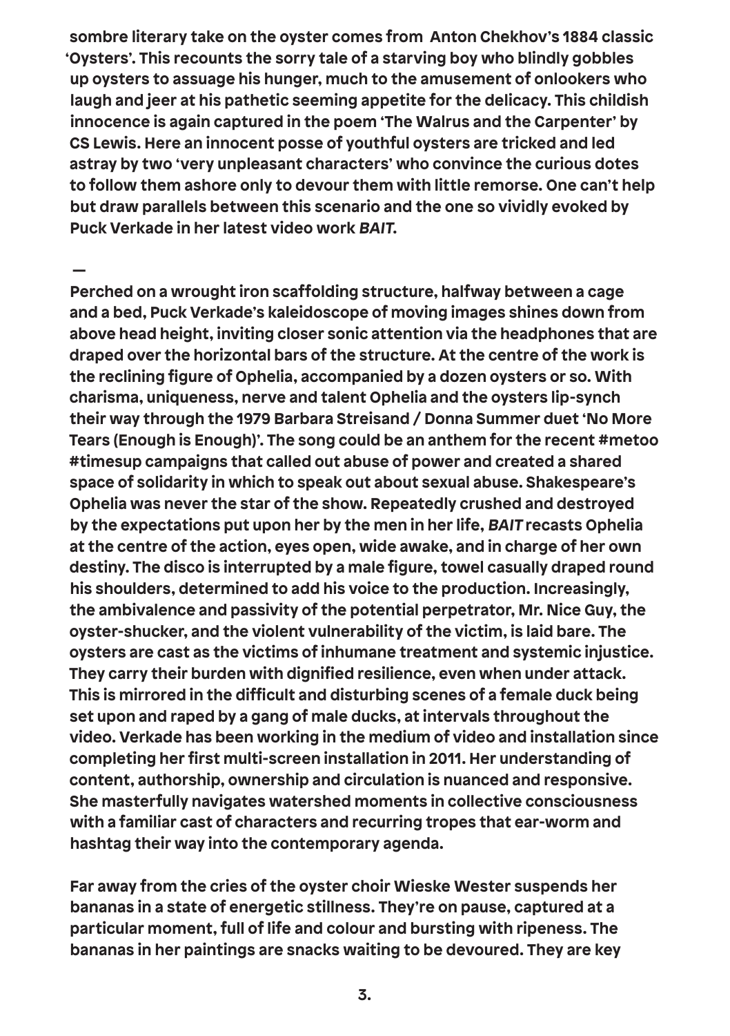sombre literary take on the oyster comes from Anton Chekhov's 1884 classic 'Oysters'. This recounts the sorry tale of a starving boy who blindly gobbles up oysters to assuage his hunger, much to the amusement of onlookers who laugh and jeer at his pathetic seeming appetite for the delicacy. This childish innocence is again captured in the poem 'The Walrus and the Carpenter' by CS Lewis. Here an innocent posse of youthful oysters are tricked and led astray by two 'very unpleasant characters' who convince the curious dotes to follow them ashore only to devour them with little remorse. One can't help but draw parallels between this scenario and the one so vividly evoked by Puck Verkade in her latest video work *BAIT*.

—

Perched on a wrought iron scaffolding structure, halfway between a cage and a bed, Puck Verkade's kaleidoscope of moving images shines down from above head height, inviting closer sonic attention via the headphones that are draped over the horizontal bars of the structure. At the centre of the work is the reclining figure of Ophelia, accompanied by a dozen oysters or so. With charisma, uniqueness, nerve and talent Ophelia and the oysters lip-synch their way through the 1979 Barbara Streisand / Donna Summer duet 'No More Tears (Enough is Enough)'. The song could be an anthem for the recent #metoo #timesup campaigns that called out abuse of power and created a shared space of solidarity in which to speak out about sexual abuse. Shakespeare's Ophelia was never the star of the show. Repeatedly crushed and destroyed by the expectations put upon her by the men in her life, *BAIT* recasts Ophelia at the centre of the action, eyes open, wide awake, and in charge of her own destiny. The disco is interrupted by a male figure, towel casually draped round his shoulders, determined to add his voice to the production. Increasingly, the ambivalence and passivity of the potential perpetrator, Mr. Nice Guy, the oyster-shucker, and the violent vulnerability of the victim, is laid bare. The oysters are cast as the victims of inhumane treatment and systemic injustice. They carry their burden with dignified resilience, even when under attack. This is mirrored in the difficult and disturbing scenes of a female duck being set upon and raped by a gang of male ducks, at intervals throughout the video. Verkade has been working in the medium of video and installation since completing her first multi-screen installation in 2011. Her understanding of content, authorship, ownership and circulation is nuanced and responsive. She masterfully navigates watershed moments in collective consciousness with a familiar cast of characters and recurring tropes that ear-worm and hashtag their way into the contemporary agenda.

Far away from the cries of the oyster choir Wieske Wester suspends her bananas in a state of energetic stillness. They're on pause, captured at a particular moment, full of life and colour and bursting with ripeness. The bananas in her paintings are snacks waiting to be devoured. They are key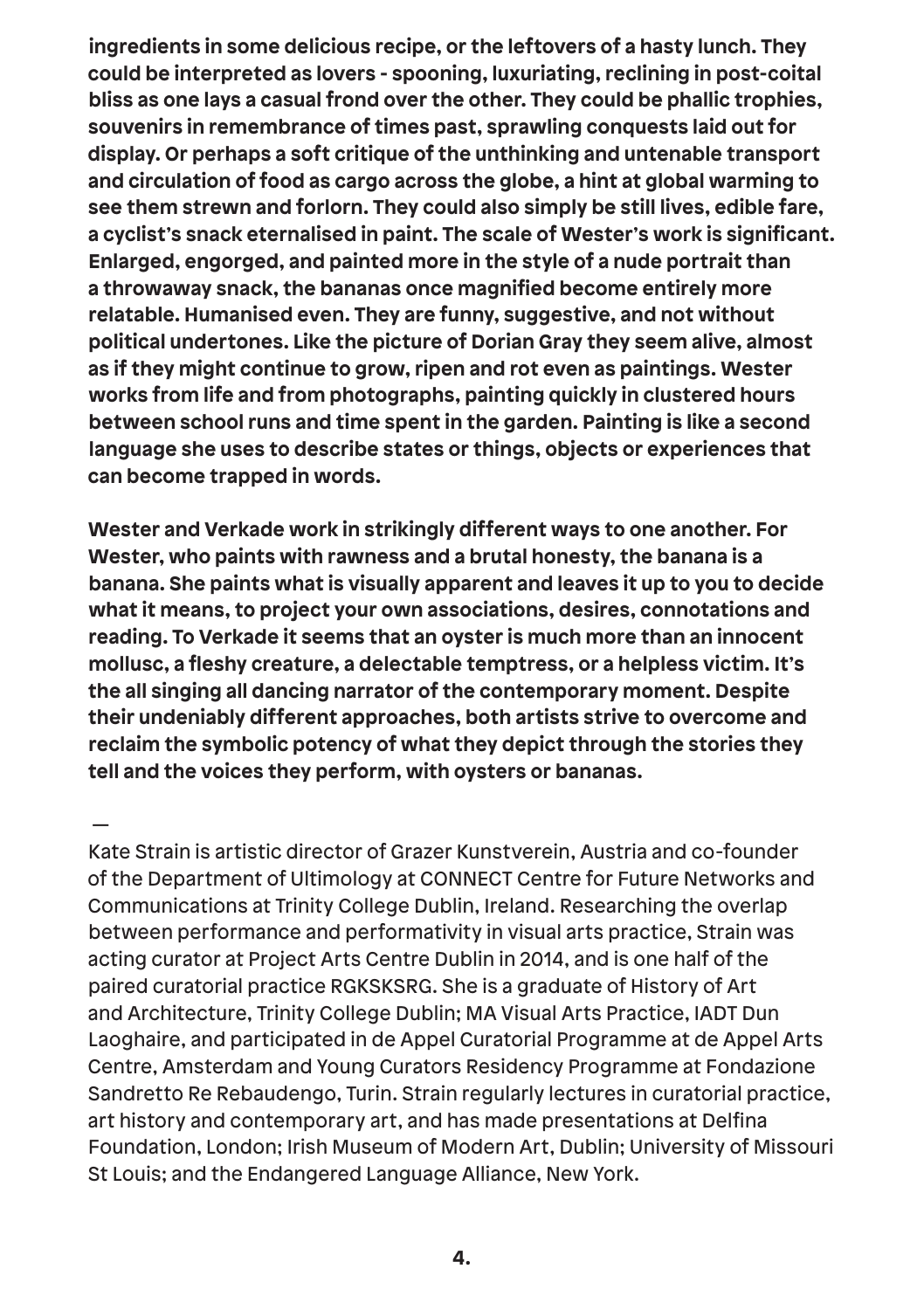**ingredients in some delicious recipe, or the leftovers of a hasty lunch. They could be interpreted as lovers - spooning, luxuriating, reclining in post-coital bliss as one lays a casual frond over the other. They could be phallic trophies, souvenirs in remembrance of times past, sprawling conquests laid out for display. Or perhaps a soft critique of the unthinking and untenable transport and circulation of food as cargo across the globe, a hint at global warming to see them strewn and forlorn. They could also simply be still lives, edible fare, a cyclist's snack eternalised in paint. The scale of Wester's work is significant. Enlarged, engorged, and painted more in the style of a nude portrait than a throwaway snack, the bananas once magnified become entirely more relatable. Humanised even. They are funny, suggestive, and not without political undertones. Like the picture of Dorian Gray they seem alive, almost as if they might continue to grow, ripen and rot even as paintings. Wester works from life and from photographs, painting quickly in clustered hours between school runs and time spent in the garden. Painting is like a second language she uses to describe states or things, objects or experiences that can become trapped in words.**

**Wester and Verkade work in strikingly different ways to one another. For Wester, who paints with rawness and a brutal honesty, the banana is a banana. She paints what is visually apparent and leaves it up to you to decide what it means, to project your own associations, desires, connotations and reading. To Verkade it seems that an oyster is much more than an innocent mollusc, a fleshy creature, a delectable temptress, or a helpless victim. It's the all singing all dancing narrator of the contemporary moment. Despite their undeniably different approaches, both artists strive to overcome and reclaim the symbolic potency of what they depict through the stories they tell and the voices they perform, with oysters or bananas.**

—

Kate Strain is artistic director of Grazer Kunstverein, Austria and co-founder of the Department of Ultimology at CONNECT Centre for Future Networks and Communications at Trinity College Dublin, Ireland. Researching the overlap between performance and performativity in visual arts practice, Strain was acting curator at Project Arts Centre Dublin in 2014, and is one half of the paired curatorial practice RGKSKSRG. She is a graduate of History of Art and Architecture, Trinity College Dublin; MA Visual Arts Practice, IADT Dun Laoghaire, and participated in de Appel Curatorial Programme at de Appel Arts Centre, Amsterdam and Young Curators Residency Programme at Fondazione Sandretto Re Rebaudengo, Turin. Strain regularly lectures in curatorial practice, art history and contemporary art, and has made presentations at Delfina Foundation, London; Irish Museum of Modern Art, Dublin; University of Missouri St Louis; and the Endangered Language Alliance, New York.